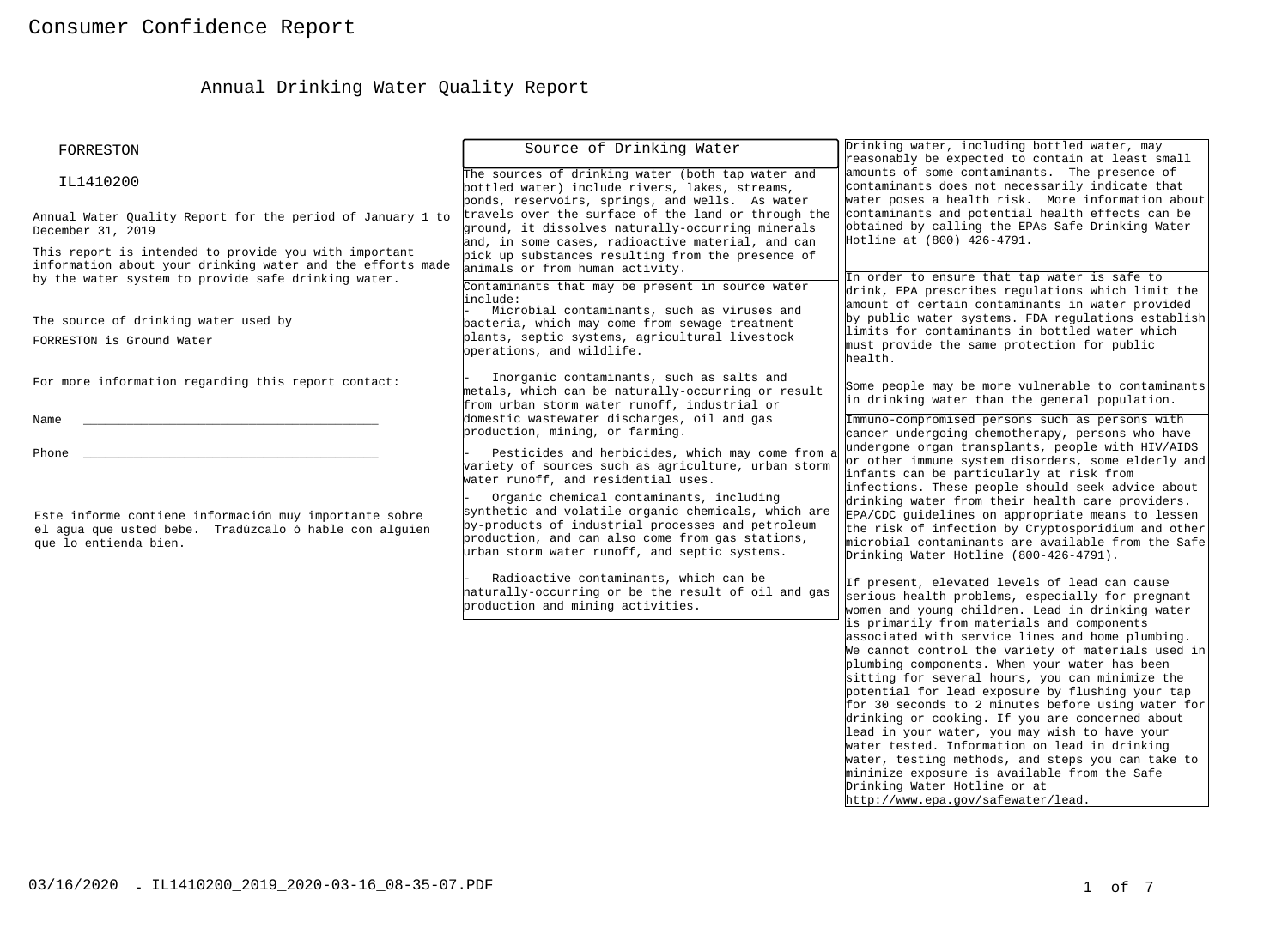# Consumer Confidence Report

## Annual Drinking Water Quality Report

FORRESTON

IL1410200

Annual Water Quality Report for the period of January 1 to December 31, 2019

This report is intended to provide you with important information about your drinking water and the efforts made by the water system to provide safe drinking water.

The source of drinking water used by FORRESTON is Ground Water

For more information regarding this report contact:

Name \_\_\_\_\_\_\_\_\_\_\_\_\_\_\_\_\_\_\_\_\_\_\_\_\_\_\_\_\_\_\_\_\_\_\_\_\_\_\_\_

Phone \_\_\_\_\_\_\_\_\_\_\_\_\_\_\_\_\_\_\_\_\_\_\_\_\_\_\_\_\_\_\_\_\_\_\_\_\_\_\_\_

Este informe contiene información muy importante sobre el agua que usted bebe. Tradúzcalo ó hable con alguien que lo entienda bien.

### Source of Drinking Water

The sources of drinking water (both tap water and bottled water) include rivers, lakes, streams, ponds, reservoirs, springs, and wells. As water travels over the surface of the land or through the ground, it dissolves naturally-occurring minerals and, in some cases, radioactive material, and can pick up substances resulting from the presence of animals or from human activity.

Contaminants that may be present in source water include:

- Microbial contaminants, such as viruses and bacteria, which may come from sewage treatment plants, septic systems, agricultural livestock operations, and wildlife.
- Inorganic contaminants, such as salts and metals, which can be naturally-occurring or result from urban storm water runoff, industrial or domestic wastewater discharges, oil and gas production, mining, or farming.
- Pesticides and herbicides, which may come from a variety of sources such as agriculture, urban storm water runoff, and residential uses.
- Organic chemical contaminants, including synthetic and volatile organic chemicals, which are by-products of industrial processes and petroleum production, and can also come from gas stations, urban storm water runoff, and septic systems.
- Radioactive contaminants, which can be naturally-occurring or be the result of oil and gas production and mining activities.

Drinking water, including bottled water, may reasonably be expected to contain at least small amounts of some contaminants. The presence of contaminants does not necessarily indicate that water poses a health risk. More information about contaminants and potential health effects can be obtained by calling the EPAs Safe Drinking Water Hotline at (800) 426-4791.

In order to ensure that tap water is safe to drink, EPA prescribes regulations which limit the amount of certain contaminants in water provided by public water systems. FDA regulations establish limits for contaminants in bottled water which must provide the same protection for public health.

Some people may be more vulnerable to contaminants in drinking water than the general population.

Immuno-compromised persons such as persons with cancer undergoing chemotherapy, persons who have undergone organ transplants, people with HIV/AIDS or other immune system disorders, some elderly and infants can be particularly at risk from infections. These people should seek advice about drinking water from their health care providers. EPA/CDC guidelines on appropriate means to lessen the risk of infection by Cryptosporidium and other microbial contaminants are available from the Safe Drinking Water Hotline (800-426-4791).

If present, elevated levels of lead can cause serious health problems, especially for pregnant women and young children. Lead in drinking water is primarily from materials and components associated with service lines and home plumbing. We cannot control the variety of materials used in plumbing components. When your water has been sitting for several hours, you can minimize the potential for lead exposure by flushing your tap for 30 seconds to 2 minutes before using water for drinking or cooking. If you are concerned about lead in your water, you may wish to have your water tested. Information on lead in drinking water, testing methods, and steps you can take to minimize exposure is available from the Safe Drinking Water Hotline or at http://www.epa.gov/safewater/lead.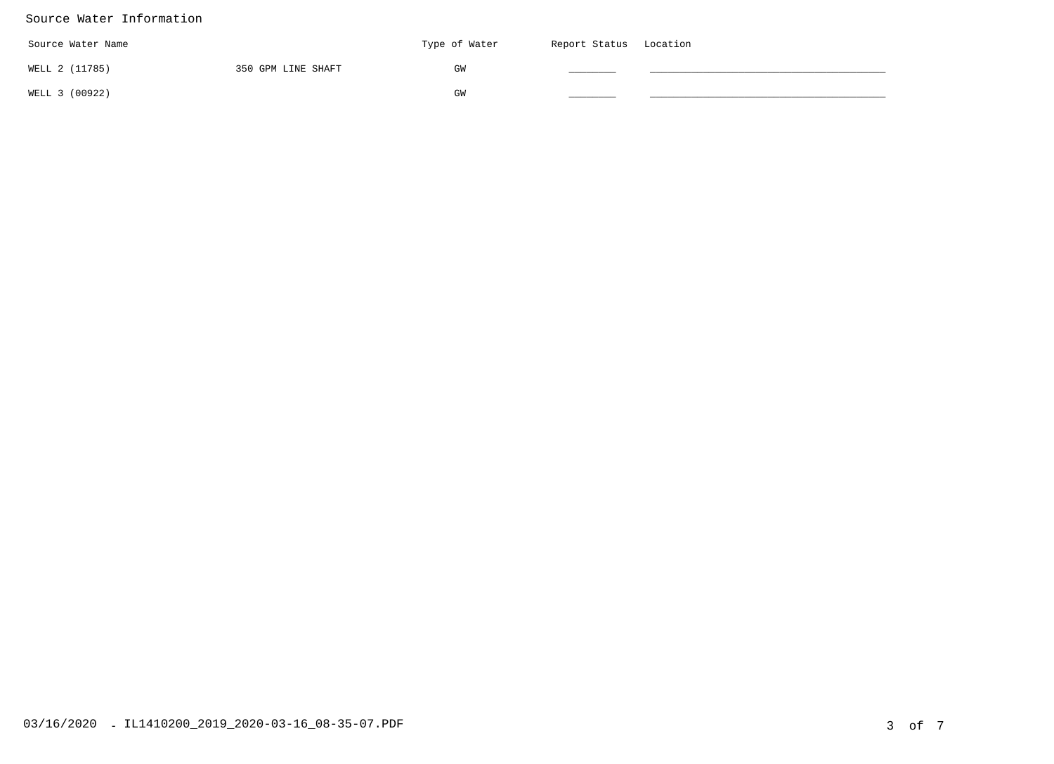## Source Water Information

| Source Water Name | | Type of Water | Report Status | Location |
|---|---|---|---|---|
| WELL 2 (11785) | 350 GPM LINE SHAFT | GW | ________ | ________________________________________ |
| WELL 3 (00922) | | GW | ________ | ________________________________________ |

03/16/2020 - IL1410200_2019_2020-03-16_08-35-07.PDF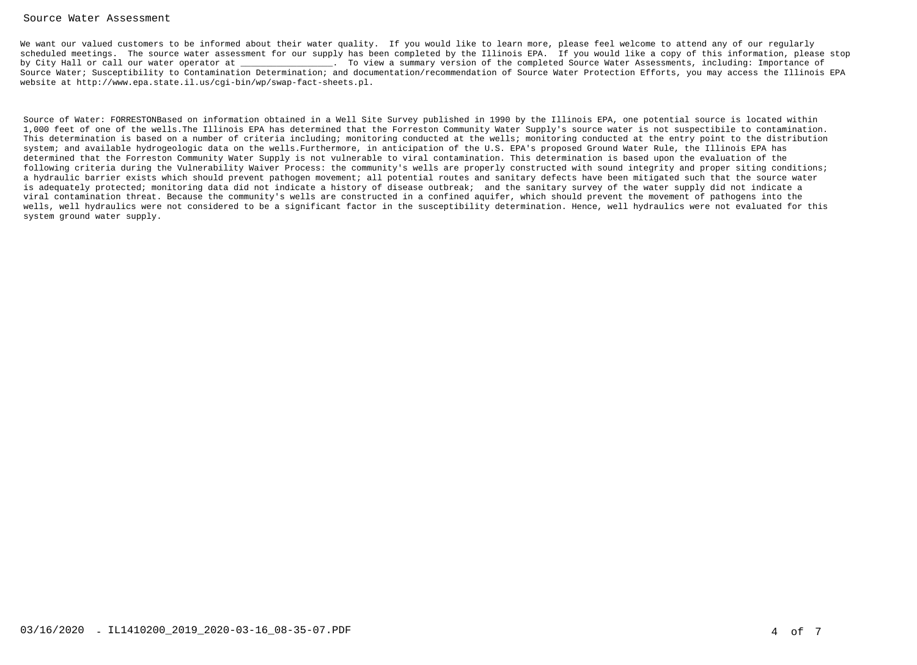## Source Water Assessment

We want our valued customers to be informed about their water quality. If you would like to learn more, please feel welcome to attend any of our regularly scheduled meetings. The source water assessment for our supply has been completed by the Illinois EPA. If you would like a copy of this information, please stop by City Hall or call our water operator at _________________. To view a summary version of the completed Source Water Assessments, including: Importance of Source Water; Susceptibility to Contamination Determination; and documentation/recommendation of Source Water Protection Efforts, you may access the Illinois EPA website at http://www.epa.state.il.us/cgi-bin/wp/swap-fact-sheets.pl.

Source of Water: FORRESTONBased on information obtained in a Well Site Survey published in 1990 by the Illinois EPA, one potential source is located within 1,000 feet of one of the wells.The Illinois EPA has determined that the Forreston Community Water Supply's source water is not suspectibile to contamination. This determination is based on a number of criteria including; monitoring conducted at the wells; monitoring conducted at the entry point to the distribution system; and available hydrogeologic data on the wells.Furthermore, in anticipation of the U.S. EPA's proposed Ground Water Rule, the Illinois EPA has determined that the Forreston Community Water Supply is not vulnerable to viral contamination. This determination is based upon the evaluation of the following criteria during the Vulnerability Waiver Process: the community's wells are properly constructed with sound integrity and proper siting conditions; a hydraulic barrier exists which should prevent pathogen movement; all potential routes and sanitary defects have been mitigated such that the source water is adequately protected; monitoring data did not indicate a history of disease outbreak; and the sanitary survey of the water supply did not indicate a viral contamination threat. Because the community's wells are constructed in a confined aquifer, which should prevent the movement of pathogens into the wells, well hydraulics were not considered to be a significant factor in the susceptibility determination. Hence, well hydraulics were not evaluated for this system ground water supply.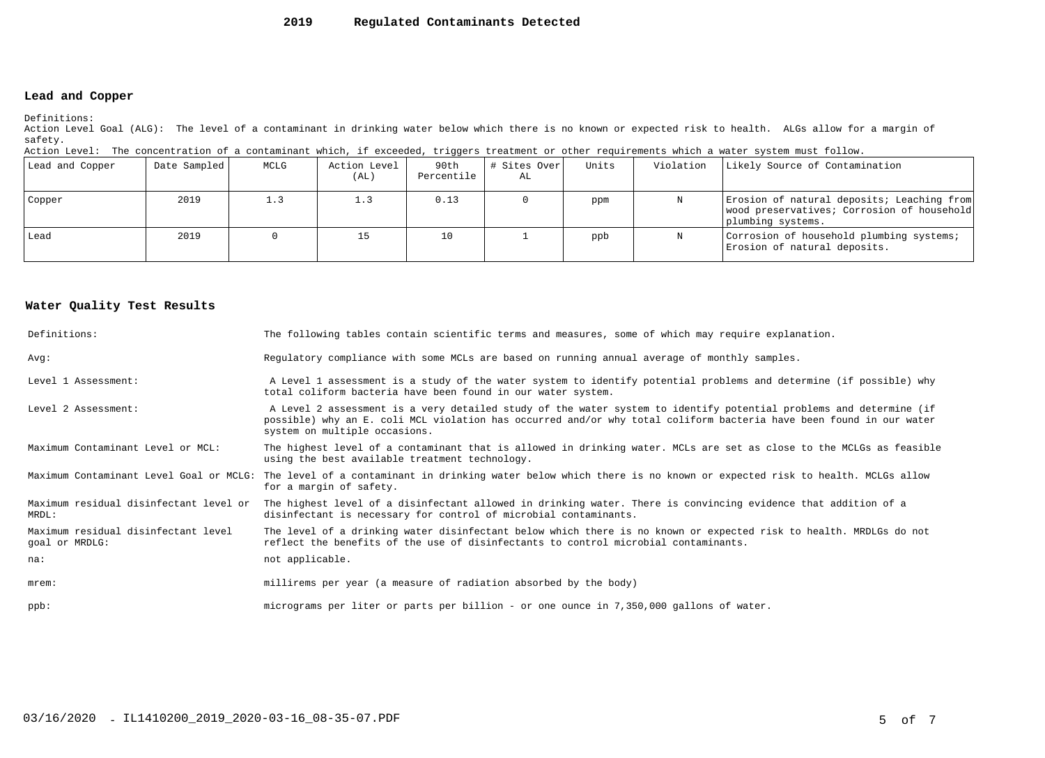# 2019 Regulated Contaminants Detected

## Lead and Copper

Definitions:
Action Level Goal (ALG): The level of a contaminant in drinking water below which there is no known or expected risk to health. ALGs allow for a margin of safety.
Action Level: The concentration of a contaminant which, if exceeded, triggers treatment or other requirements which a water system must follow.

| Lead and Copper | Date Sampled | MCLG | Action Level (AL) | 90th Percentile | # Sites Over AL | Units | Violation | Likely Source of Contamination |
|---|---|---|---|---|---|---|---|---|
| Copper | 2019 | 1.3 | 1.3 | 0.13 | 0 | ppm | N | Erosion of natural deposits; Leaching from wood preservatives; Corrosion of household plumbing systems. |
| Lead | 2019 | 0 | 15 | 10 | 1 | ppb | N | Corrosion of household plumbing systems; Erosion of natural deposits. |

## Water Quality Test Results

| | |
|---|---|
| Definitions: | The following tables contain scientific terms and measures, some of which may require explanation. |
| Avg: | Regulatory compliance with some MCLs are based on running annual average of monthly samples. |
| Level 1 Assessment: | A Level 1 assessment is a study of the water system to identify potential problems and determine (if possible) why total coliform bacteria have been found in our water system. |
| Level 2 Assessment: | A Level 2 assessment is a very detailed study of the water system to identify potential problems and determine (if possible) why an E. coli MCL violation has occurred and/or why total coliform bacteria have been found in our water system on multiple occasions. |
| Maximum Contaminant Level or MCL: | The highest level of a contaminant that is allowed in drinking water. MCLs are set as close to the MCLGs as feasible using the best available treatment technology. |
| Maximum Contaminant Level Goal or MCLG: | The level of a contaminant in drinking water below which there is no known or expected risk to health. MCLGs allow for a margin of safety. |
| Maximum residual disinfectant level or MRDL: | The highest level of a disinfectant allowed in drinking water. There is convincing evidence that addition of a disinfectant is necessary for control of microbial contaminants. |
| Maximum residual disinfectant level goal or MRDLG: | The level of a drinking water disinfectant below which there is no known or expected risk to health. MRDLGs do not reflect the benefits of the use of disinfectants to control microbial contaminants. |
| na: | not applicable. |
| mrem: | millirems per year (a measure of radiation absorbed by the body) |
| ppb: | micrograms per liter or parts per billion - or one ounce in 7,350,000 gallons of water. |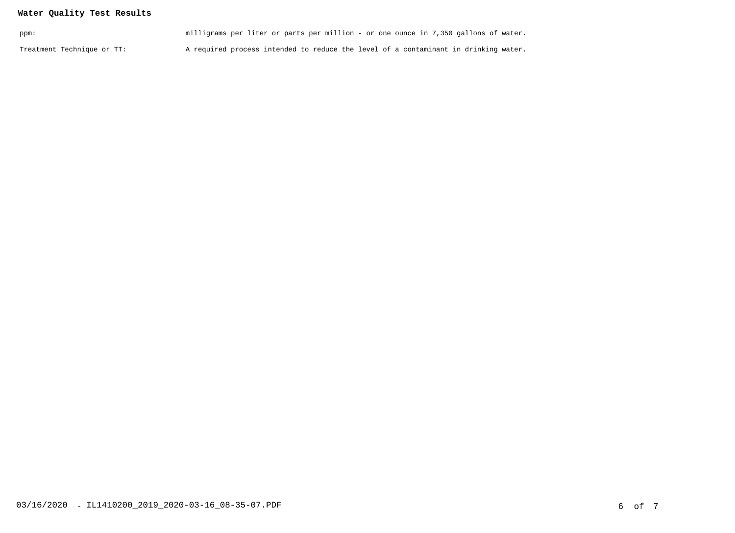**Water Quality Test Results**

| | |
|---|---|
| ppm: | milligrams per liter or parts per million - or one ounce in 7,350 gallons of water. |
| Treatment Technique or TT: | A required process intended to reduce the level of a contaminant in drinking water. |

03/16/2020 - IL1410200_2019_2020-03-16_08-35-07.PDF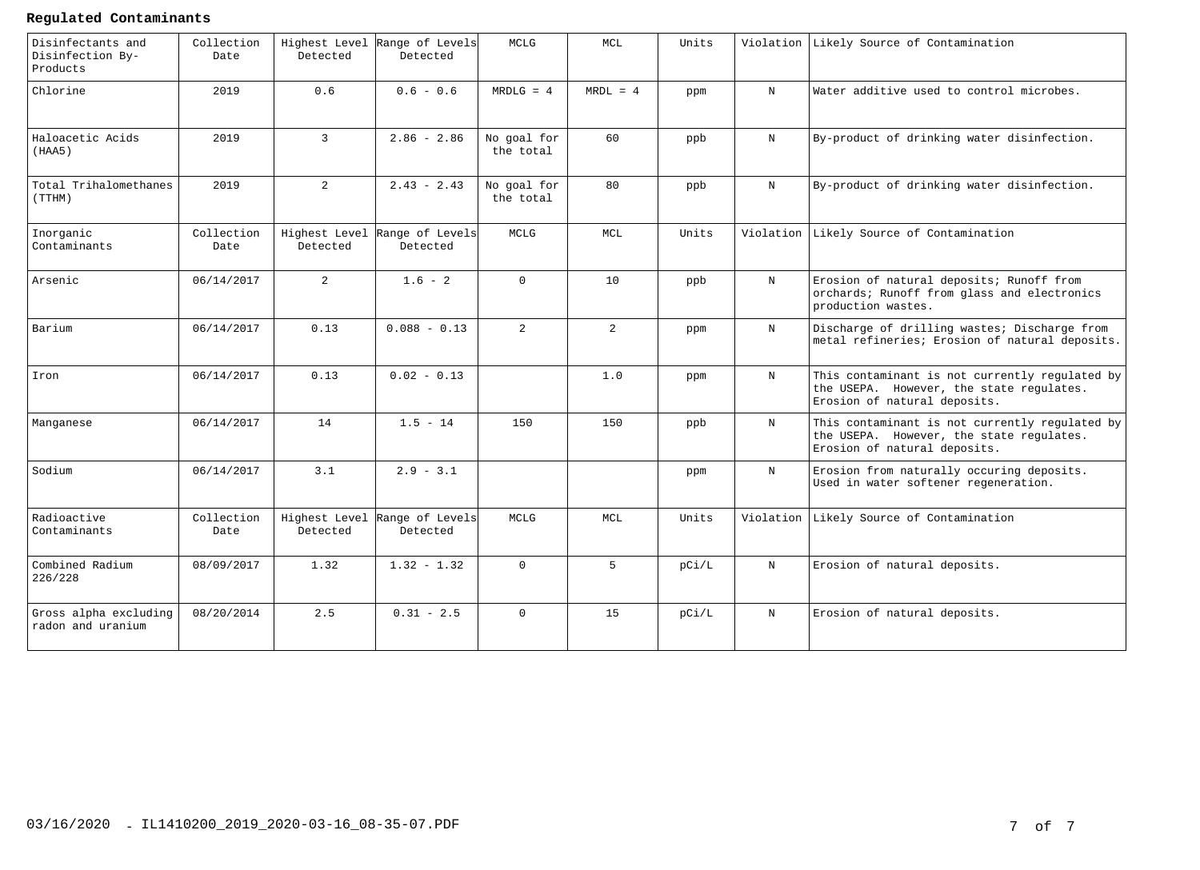**Regulated Contaminants**

| Disinfectants and Disinfection By-Products | Collection Date | Highest Level Detected | Range of Levels Detected | MCLG | MCL | Units | Violation | Likely Source of Contamination |
|---|---|---|---|---|---|---|---|---|
| Chlorine | 2019 | 0.6 | 0.6 - 0.6 | MRDLG = 4 | MRDL = 4 | ppm | N | Water additive used to control microbes. |
| Haloacetic Acids (HAA5) | 2019 | 3 | 2.86 - 2.86 | No goal for the total | 60 | ppb | N | By-product of drinking water disinfection. |
| Total Trihalomethanes (TTHM) | 2019 | 2 | 2.43 - 2.43 | No goal for the total | 80 | ppb | N | By-product of drinking water disinfection. |
| Inorganic Contaminants | Collection Date | Highest Level Detected | Range of Levels Detected | MCLG | MCL | Units | Violation | Likely Source of Contamination |
| Arsenic | 06/14/2017 | 2 | 1.6 - 2 | 0 | 10 | ppb | N | Erosion of natural deposits; Runoff from orchards; Runoff from glass and electronics production wastes. |
| Barium | 06/14/2017 | 0.13 | 0.088 - 0.13 | 2 | 2 | ppm | N | Discharge of drilling wastes; Discharge from metal refineries; Erosion of natural deposits. |
| Iron | 06/14/2017 | 0.13 | 0.02 - 0.13 | | 1.0 | ppm | N | This contaminant is not currently regulated by the USEPA. However, the state regulates. Erosion of natural deposits. |
| Manganese | 06/14/2017 | 14 | 1.5 - 14 | 150 | 150 | ppb | N | This contaminant is not currently regulated by the USEPA. However, the state regulates. Erosion of natural deposits. |
| Sodium | 06/14/2017 | 3.1 | 2.9 - 3.1 | | | ppm | N | Erosion from naturally occuring deposits. Used in water softener regeneration. |
| Radioactive Contaminants | Collection Date | Highest Level Detected | Range of Levels Detected | MCLG | MCL | Units | Violation | Likely Source of Contamination |
| Combined Radium 226/228 | 08/09/2017 | 1.32 | 1.32 - 1.32 | 0 | 5 | pCi/L | N | Erosion of natural deposits. |
| Gross alpha excluding radon and uranium | 08/20/2014 | 2.5 | 0.31 - 2.5 | 0 | 15 | pCi/L | N | Erosion of natural deposits. |